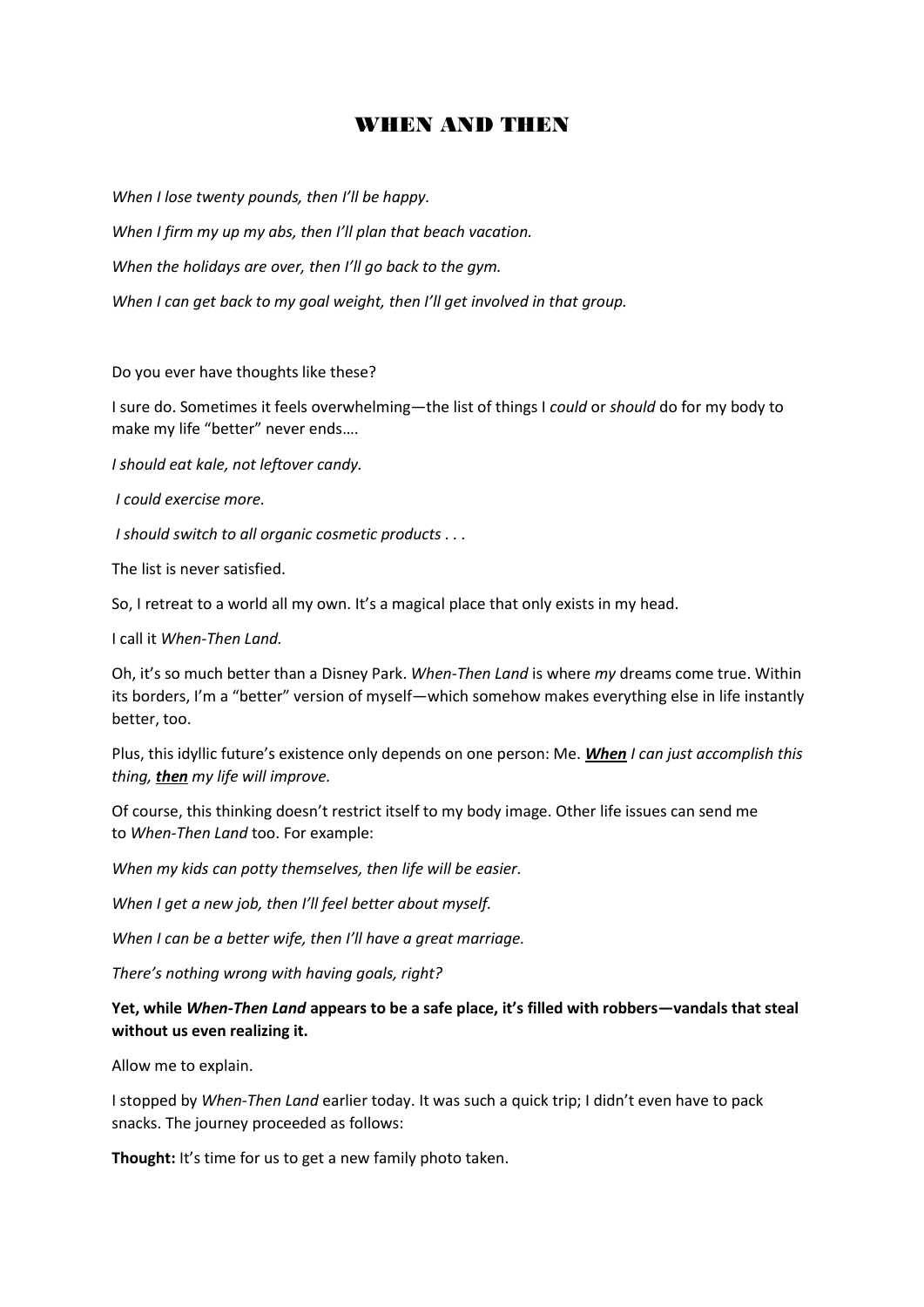# WHEN AND THEN

*When I lose twenty pounds, then I'll be happy.*

*When I firm my up my abs, then I'll plan that beach vacation.*

*When the holidays are over, then I'll go back to the gym.*

*When I can get back to my goal weight, then I'll get involved in that group.*

Do you ever have thoughts like these?

I sure do. Sometimes it feels overwhelming—the list of things I *could* or *should* do for my body to make my life "better" never ends….

*I should eat kale, not leftover candy.*

*I could exercise more.*

*I should switch to all organic cosmetic products . . .*

The list is never satisfied.

So, I retreat to a world all my own. It's a magical place that only exists in my head.

I call it *When-Then Land.*

Oh, it's so much better than a Disney Park. *When-Then Land* is where *my* dreams come true. Within its borders, I'm a "better" version of myself—which somehow makes everything else in life instantly better, too.

Plus, this idyllic future's existence only depends on one person: Me. ***When*** *I can just accomplish this thing,* ***then*** *my life will improve.*

Of course, this thinking doesn't restrict itself to my body image. Other life issues can send me to *When-Then Land* too. For example:

*When my kids can potty themselves, then life will be easier.*

*When I get a new job, then I'll feel better about myself.*

*When I can be a better wife, then I'll have a great marriage.*

*There's nothing wrong with having goals, right?*

**Yet, while *When-Then Land* appears to be a safe place, it's filled with robbers—vandals that steal without us even realizing it.**

Allow me to explain.

I stopped by *When-Then Land* earlier today. It was such a quick trip; I didn't even have to pack snacks. The journey proceeded as follows:

**Thought:** It's time for us to get a new family photo taken.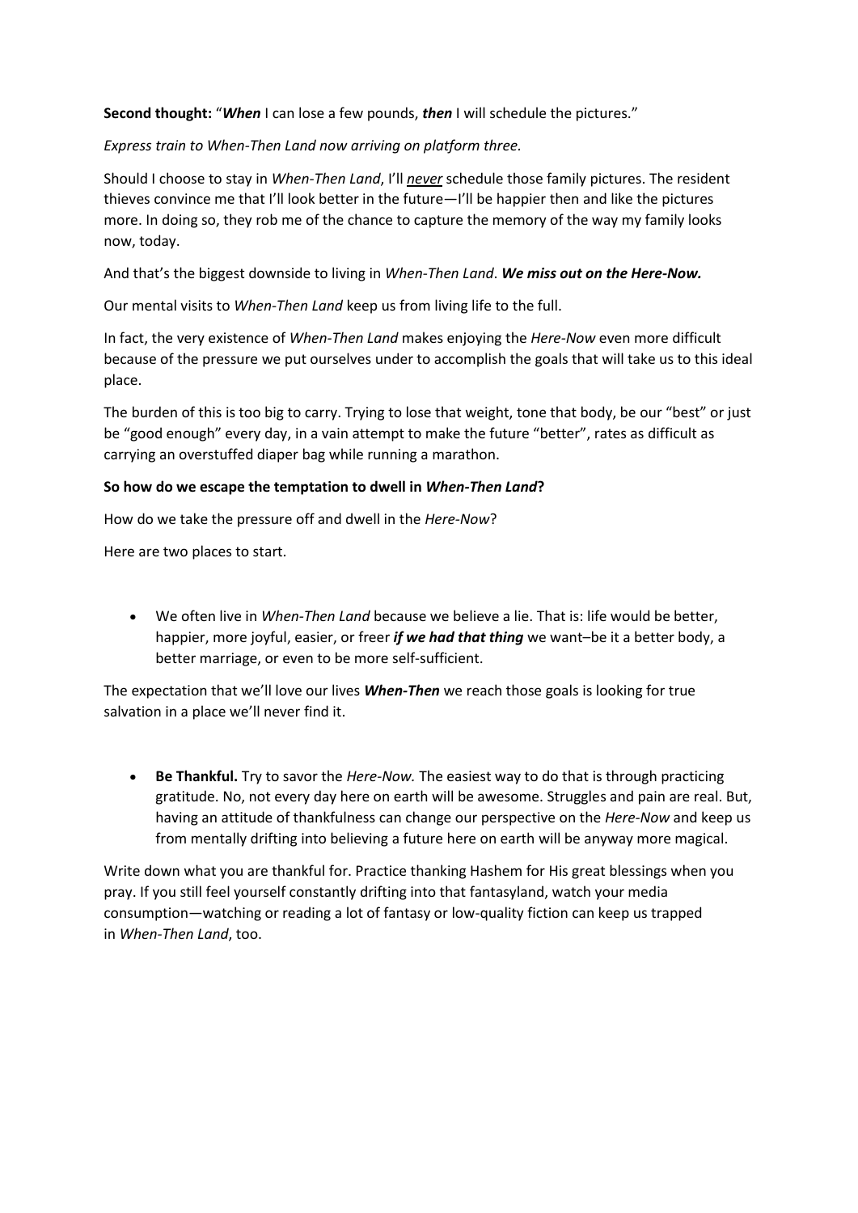**Second thought:** "***When*** I can lose a few pounds, ***then*** I will schedule the pictures."

*Express train to When-Then Land now arriving on platform three.*

Should I choose to stay in *When-Then Land*, I'll ***never*** schedule those family pictures. The resident thieves convince me that I'll look better in the future—I'll be happier then and like the pictures more. In doing so, they rob me of the chance to capture the memory of the way my family looks now, today.

And that's the biggest downside to living in *When-Then Land*. ***We miss out on the Here-Now.***

Our mental visits to *When-Then Land* keep us from living life to the full.

In fact, the very existence of *When-Then Land* makes enjoying the *Here-Now* even more difficult because of the pressure we put ourselves under to accomplish the goals that will take us to this ideal place.

The burden of this is too big to carry. Trying to lose that weight, tone that body, be our "best" or just be "good enough" every day, in a vain attempt to make the future "better", rates as difficult as carrying an overstuffed diaper bag while running a marathon.

**So how do we escape the temptation to dwell in *When-Then Land*?**

How do we take the pressure off and dwell in the *Here-Now*?

Here are two places to start.

- We often live in *When-Then Land* because we believe a lie. That is: life would be better, happier, more joyful, easier, or freer ***if we had that thing*** we want–be it a better body, a better marriage, or even to be more self-sufficient.

The expectation that we'll love our lives ***When-Then*** we reach those goals is looking for true salvation in a place we'll never find it.

- **Be Thankful.** Try to savor the *Here-Now.* The easiest way to do that is through practicing gratitude. No, not every day here on earth will be awesome. Struggles and pain are real. But, having an attitude of thankfulness can change our perspective on the *Here-Now* and keep us from mentally drifting into believing a future here on earth will be anyway more magical.

Write down what you are thankful for. Practice thanking Hashem for His great blessings when you pray. If you still feel yourself constantly drifting into that fantasyland, watch your media consumption—watching or reading a lot of fantasy or low-quality fiction can keep us trapped in *When-Then Land*, too.